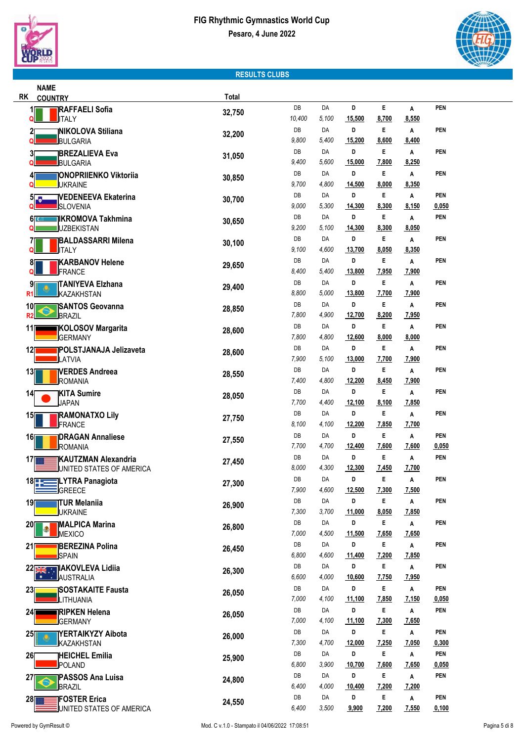# FIG Rhythmic Gymnastics World Cup

**Pesaro, 4 June 2022**

## RESULTS CLUBS

| RK | | NAME / COUNTRY | Total | DB | DA | D | E | A | PEN |
|---|---|---|---|---|---|---|---|---|---|
| 1 | Q | RAFFAELI Sofia / ITALY | 32,750 | 10,400 | 5,100 | 15,500 | 8,700 | 8,550 | |
| 2 | Q | NIKOLOVA Stiliana / BULGARIA | 32,200 | 9,800 | 5,400 | 15,200 | 8,600 | 8,400 | |
| 3 | Q | BREZALIEVA Eva / BULGARIA | 31,050 | 9,400 | 5,600 | 15,000 | 7,800 | 8,250 | |
| 4 | Q | ONOPRIIENKO Viktoriia / UKRAINE | 30,850 | 9,700 | 4,800 | 14,500 | 8,000 | 8,350 | |
| 5 | Q | VEDENEEVA Ekaterina / SLOVENIA | 30,700 | 9,000 | 5,300 | 14,300 | 8,300 | 8,150 | 0,050 |
| 6 | Q | IKROMOVA Takhmina / UZBEKISTAN | 30,650 | 9,200 | 5,100 | 14,300 | 8,300 | 8,050 | |
| 7 | Q | BALDASSARRI Milena / ITALY | 30,100 | 9,100 | 4,600 | 13,700 | 8,050 | 8,350 | |
| 8 | Q | KARBANOV Helene / FRANCE | 29,650 | 8,400 | 5,400 | 13,800 | 7,950 | 7,900 | |
| 9 | R1 | TANIYEVA Elzhana / KAZAKHSTAN | 29,400 | 8,800 | 5,000 | 13,800 | 7,700 | 7,900 | |
| 10 | R2 | SANTOS Geovanna / BRAZIL | 28,850 | 7,800 | 4,900 | 12,700 | 8,200 | 7,950 | |
| 11 | | KOLOSOV Margarita / GERMANY | 28,600 | 7,800 | 4,800 | 12,600 | 8,000 | 8,000 | |
| 12 | | POLSTJANAJA Jelizaveta / LATVIA | 28,600 | 7,900 | 5,100 | 13,000 | 7,700 | 7,900 | |
| 13 | | VERDES Andreea / ROMANIA | 28,550 | 7,400 | 4,800 | 12,200 | 8,450 | 7,900 | |
| 14 | | KITA Sumire / JAPAN | 28,050 | 7,700 | 4,400 | 12,100 | 8,100 | 7,850 | |
| 15 | | RAMONATXO Lily / FRANCE | 27,750 | 8,100 | 4,100 | 12,200 | 7,850 | 7,700 | |
| 16 | | DRAGAN Annaliese / ROMANIA | 27,550 | 7,700 | 4,700 | 12,400 | 7,600 | 7,600 | 0,050 |
| 17 | | KAUTZMAN Alexandria / UNITED STATES OF AMERICA | 27,450 | 8,000 | 4,300 | 12,300 | 7,450 | 7,700 | |
| 18 | | LYTRA Panagiota / GREECE | 27,300 | 7,900 | 4,600 | 12,500 | 7,300 | 7,500 | |
| 19 | | TUR Melaniia / UKRAINE | 26,900 | 7,300 | 3,700 | 11,000 | 8,050 | 7,850 | |
| 20 | | MALPICA Marina / MEXICO | 26,800 | 7,000 | 4,500 | 11,500 | 7,650 | 7,650 | |
| 21 | | BEREZINA Polina / SPAIN | 26,450 | 6,800 | 4,600 | 11,400 | 7,200 | 7,850 | |
| 22 | | IAKOVLEVA Lidiia / AUSTRALIA | 26,300 | 6,600 | 4,000 | 10,600 | 7,750 | 7,950 | |
| 23 | | SOSTAKAITE Fausta / LITHUANIA | 26,050 | 7,000 | 4,100 | 11,100 | 7,850 | 7,150 | 0,050 |
| 24 | | RIPKEN Helena / GERMANY | 26,050 | 7,000 | 4,100 | 11,100 | 7,300 | 7,650 | |
| 25 | | YERTAIKYZY Aibota / KAZAKHSTAN | 26,000 | 7,300 | 4,700 | 12,000 | 7,250 | 7,050 | 0,300 |
| 26 | | HEICHEL Emilia / POLAND | 25,900 | 6,800 | 3,900 | 10,700 | 7,600 | 7,650 | 0,050 |
| 27 | | PASSOS Ana Luisa / BRAZIL | 24,800 | 6,400 | 4,000 | 10,400 | 7,200 | 7,200 | |
| 28 | | FOSTER Erica / UNITED STATES OF AMERICA | 24,550 | 6,400 | 3,500 | 9,900 | 7,200 | 7,550 | 0,100 |

Powered by GymResult © Mod. C v.1.0 - Stampato il 04/06/2022 17:08:51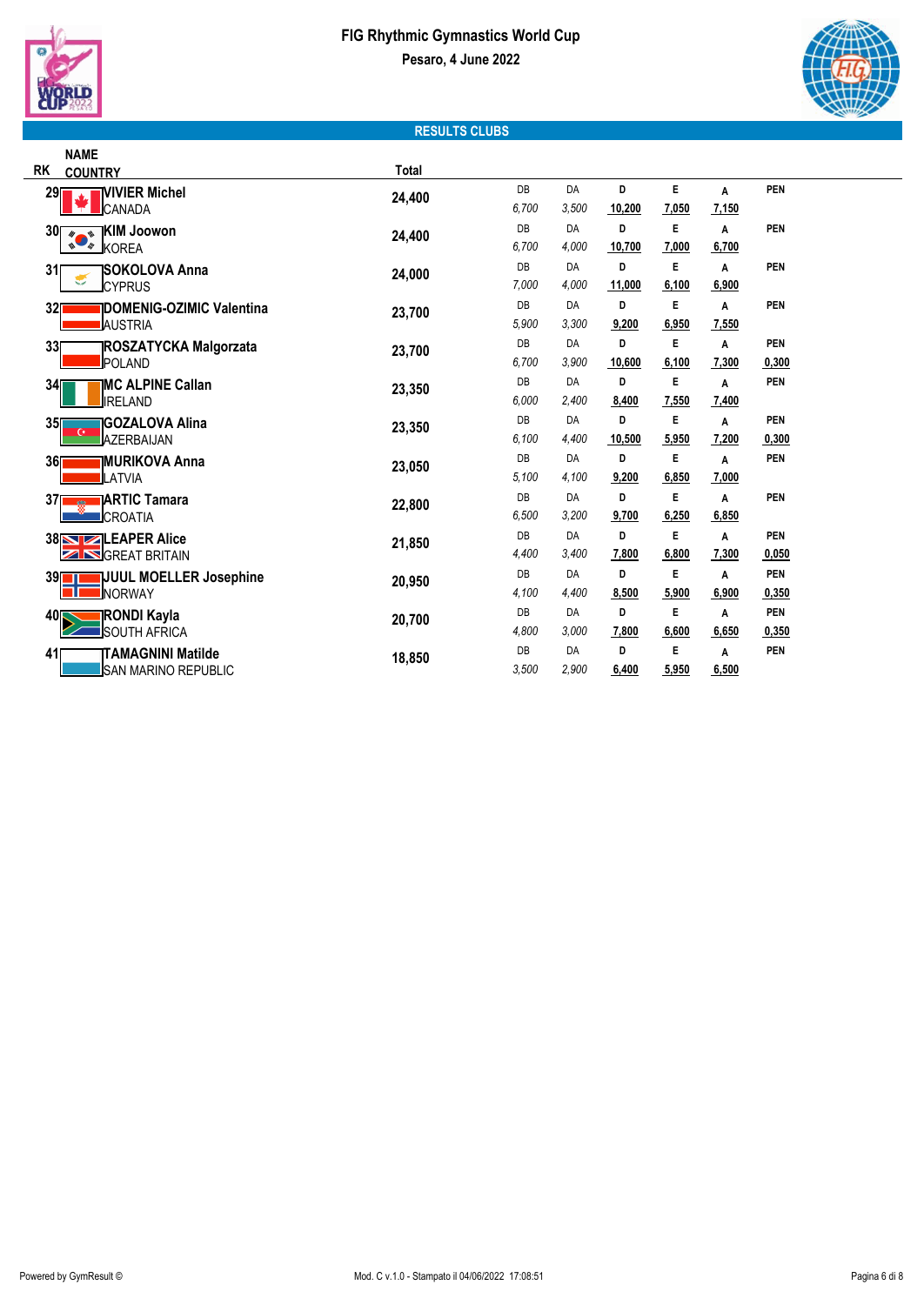# FIG Rhythmic Gymnastics World Cup

**Pesaro, 4 June 2022**

## RESULTS CLUBS

| RK | NAME / COUNTRY | Total | DB | DA | D | E | A | PEN |
|---|---|---|---|---|---|---|---|---|
| 29 | **VIVIER Michel** CANADA | 24,400 | 6,700 | 3,500 | 10,200 | 7,050 | 7,150 | |
| 30 | **KIM Joowon** KOREA | 24,400 | 6,700 | 4,000 | 10,700 | 7,000 | 6,700 | |
| 31 | **SOKOLOVA Anna** CYPRUS | 24,000 | 7,000 | 4,000 | 11,000 | 6,100 | 6,900 | |
| 32 | **DOMENIG-OZIMIC Valentina** AUSTRIA | 23,700 | 5,900 | 3,300 | 9,200 | 6,950 | 7,550 | |
| 33 | **ROSZATYCKA Malgorzata** POLAND | 23,700 | 6,700 | 3,900 | 10,600 | 6,100 | 7,300 | 0,300 |
| 34 | **MC ALPINE Callan** IRELAND | 23,350 | 6,000 | 2,400 | 8,400 | 7,550 | 7,400 | |
| 35 | **GOZALOVA Alina** AZERBAIJAN | 23,350 | 6,100 | 4,400 | 10,500 | 5,950 | 7,200 | 0,300 |
| 36 | **MURIKOVA Anna** LATVIA | 23,050 | 5,100 | 4,100 | 9,200 | 6,850 | 7,000 | |
| 37 | **ARTIC Tamara** CROATIA | 22,800 | 6,500 | 3,200 | 9,700 | 6,250 | 6,850 | |
| 38 | **LEAPER Alice** GREAT BRITAIN | 21,850 | 4,400 | 3,400 | 7,800 | 6,800 | 7,300 | 0,050 |
| 39 | **JUUL MOELLER Josephine** NORWAY | 20,950 | 4,100 | 4,400 | 8,500 | 5,900 | 6,900 | 0,350 |
| 40 | **RONDI Kayla** SOUTH AFRICA | 20,700 | 4,800 | 3,000 | 7,800 | 6,600 | 6,650 | 0,350 |
| 41 | **TAMAGNINI Matilde** SAN MARINO REPUBLIC | 18,850 | 3,500 | 2,900 | 6,400 | 5,950 | 6,500 | |

Powered by GymResult © — Mod. C v.1.0 - Stampato il 04/06/2022 17:08:51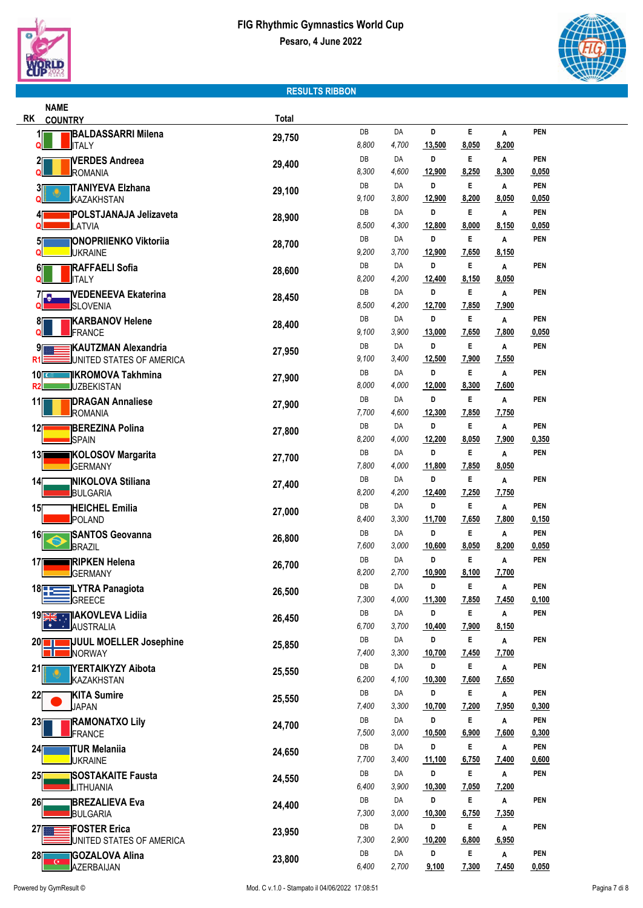# FIG Rhythmic Gymnastics World Cup

**Pesaro, 4 June 2022**

## RESULTS RIBBON

| RK | NAME / COUNTRY | Total | DB | DA | D | E | A | PEN |
|---|---|---|---|---|---|---|---|---|
| 1 Q | BALDASSARRI Milena / ITALY | 29,750 | 8,800 | 4,700 | 13,500 | 8,050 | 8,200 | |
| 2 Q | VERDES Andreea / ROMANIA | 29,400 | 8,300 | 4,600 | 12,900 | 8,250 | 8,300 | 0,050 |
| 3 Q | TANIYEVA Elzhana / KAZAKHSTAN | 29,100 | 9,100 | 3,800 | 12,900 | 8,200 | 8,050 | 0,050 |
| 4 Q | POLSTJANAJA Jelizaveta / LATVIA | 28,900 | 8,500 | 4,300 | 12,800 | 8,000 | 8,150 | 0,050 |
| 5 Q | ONOPRIIENKO Viktoriia / UKRAINE | 28,700 | 9,200 | 3,700 | 12,900 | 7,650 | 8,150 | |
| 6 Q | RAFFAELI Sofia / ITALY | 28,600 | 8,200 | 4,200 | 12,400 | 8,150 | 8,050 | |
| 7 Q | VEDENEEVA Ekaterina / SLOVENIA | 28,450 | 8,500 | 4,200 | 12,700 | 7,850 | 7,900 | |
| 8 Q | KARBANOV Helene / FRANCE | 28,400 | 9,100 | 3,900 | 13,000 | 7,650 | 7,800 | 0,050 |
| 9 R1 | KAUTZMAN Alexandria / UNITED STATES OF AMERICA | 27,950 | 9,100 | 3,400 | 12,500 | 7,900 | 7,550 | |
| 10 R2 | IKROMOVA Takhmina / UZBEKISTAN | 27,900 | 8,000 | 4,000 | 12,000 | 8,300 | 7,600 | |
| 11 | DRAGAN Annaliese / ROMANIA | 27,900 | 7,700 | 4,600 | 12,300 | 7,850 | 7,750 | |
| 12 | BEREZINA Polina / SPAIN | 27,800 | 8,200 | 4,000 | 12,200 | 8,050 | 7,900 | 0,350 |
| 13 | KOLOSOV Margarita / GERMANY | 27,700 | 7,800 | 4,000 | 11,800 | 7,850 | 8,050 | |
| 14 | NIKOLOVA Stiliana / BULGARIA | 27,400 | 8,200 | 4,200 | 12,400 | 7,250 | 7,750 | |
| 15 | HEICHEL Emilia / POLAND | 27,000 | 8,400 | 3,300 | 11,700 | 7,650 | 7,800 | 0,150 |
| 16 | SANTOS Geovanna / BRAZIL | 26,800 | 7,600 | 3,000 | 10,600 | 8,050 | 8,200 | 0,050 |
| 17 | RIPKEN Helena / GERMANY | 26,700 | 8,200 | 2,700 | 10,900 | 8,100 | 7,700 | |
| 18 | LYTRA Panagiota / GREECE | 26,500 | 7,300 | 4,000 | 11,300 | 7,850 | 7,450 | 0,100 |
| 19 | IAKOVLEVA Lidiia / AUSTRALIA | 26,450 | 6,700 | 3,700 | 10,400 | 7,900 | 8,150 | |
| 20 | JUUL MOELLER Josephine / NORWAY | 25,850 | 7,400 | 3,300 | 10,700 | 7,450 | 7,700 | |
| 21 | YERTAIKYZY Aibota / KAZAKHSTAN | 25,550 | 6,200 | 4,100 | 10,300 | 7,600 | 7,650 | |
| 22 | KITA Sumire / JAPAN | 25,550 | 7,400 | 3,300 | 10,700 | 7,200 | 7,950 | 0,300 |
| 23 | RAMONATXO Lily / FRANCE | 24,700 | 7,500 | 3,000 | 10,500 | 6,900 | 7,600 | 0,300 |
| 24 | TUR Melaniia / UKRAINE | 24,650 | 7,700 | 3,400 | 11,100 | 6,750 | 7,400 | 0,600 |
| 25 | SOSTAKAITE Fausta / LITHUANIA | 24,550 | 6,400 | 3,900 | 10,300 | 7,050 | 7,200 | |
| 26 | BREZALIEVA Eva / BULGARIA | 24,400 | 7,300 | 3,000 | 10,300 | 6,750 | 7,350 | |
| 27 | FOSTER Erica / UNITED STATES OF AMERICA | 23,950 | 7,300 | 2,900 | 10,200 | 6,800 | 6,950 | |
| 28 | GOZALOVA Alina / AZERBAIJAN | 23,800 | 6,400 | 2,700 | 9,100 | 7,300 | 7,450 | 0,050 |

Powered by GymResult © Mod. C v.1.0 - Stampato il 04/06/2022 17:08:51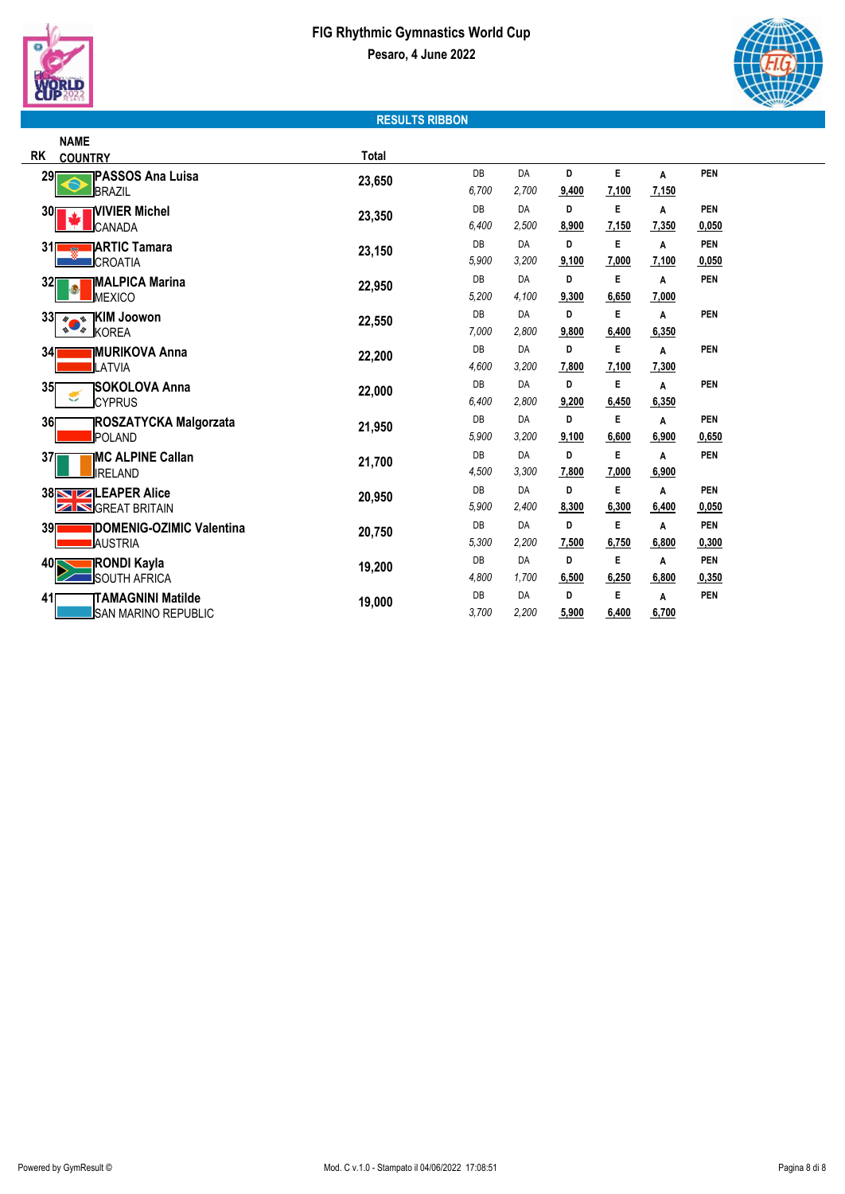# FIG Rhythmic Gymnastics World Cup

**Pesaro, 4 June 2022**

## RESULTS RIBBON

| RK | NAME / COUNTRY | Total | DB | DA | D | E | A | PEN |
|---|---|---|---|---|---|---|---|---|
| 29 | **PASSOS Ana Luisa** BRAZIL | 23,650 | 6,700 | 2,700 | 9,400 | 7,100 | 7,150 | |
| 30 | **VIVIER Michel** CANADA | 23,350 | 6,400 | 2,500 | 8,900 | 7,150 | 7,350 | 0,050 |
| 31 | **ARTIC Tamara** CROATIA | 23,150 | 5,900 | 3,200 | 9,100 | 7,000 | 7,100 | 0,050 |
| 32 | **MALPICA Marina** MEXICO | 22,950 | 5,200 | 4,100 | 9,300 | 6,650 | 7,000 | |
| 33 | **KIM Joowon** KOREA | 22,550 | 7,000 | 2,800 | 9,800 | 6,400 | 6,350 | |
| 34 | **MURIKOVA Anna** LATVIA | 22,200 | 4,600 | 3,200 | 7,800 | 7,100 | 7,300 | |
| 35 | **SOKOLOVA Anna** CYPRUS | 22,000 | 6,400 | 2,800 | 9,200 | 6,450 | 6,350 | |
| 36 | **ROSZATYCKA Malgorzata** POLAND | 21,950 | 5,900 | 3,200 | 9,100 | 6,600 | 6,900 | 0,650 |
| 37 | **MC ALPINE Callan** IRELAND | 21,700 | 4,500 | 3,300 | 7,800 | 7,000 | 6,900 | |
| 38 | **LEAPER Alice** GREAT BRITAIN | 20,950 | 5,900 | 2,400 | 8,300 | 6,300 | 6,400 | 0,050 |
| 39 | **DOMENIG-OZIMIC Valentina** AUSTRIA | 20,750 | 5,300 | 2,200 | 7,500 | 6,750 | 6,800 | 0,300 |
| 40 | **RONDI Kayla** SOUTH AFRICA | 19,200 | 4,800 | 1,700 | 6,500 | 6,250 | 6,800 | 0,350 |
| 41 | **TAMAGNINI Matilde** SAN MARINO REPUBLIC | 19,000 | 3,700 | 2,200 | 5,900 | 6,400 | 6,700 | |

Powered by GymResult © Mod. C v.1.0 - Stampato il 04/06/2022 17:08:51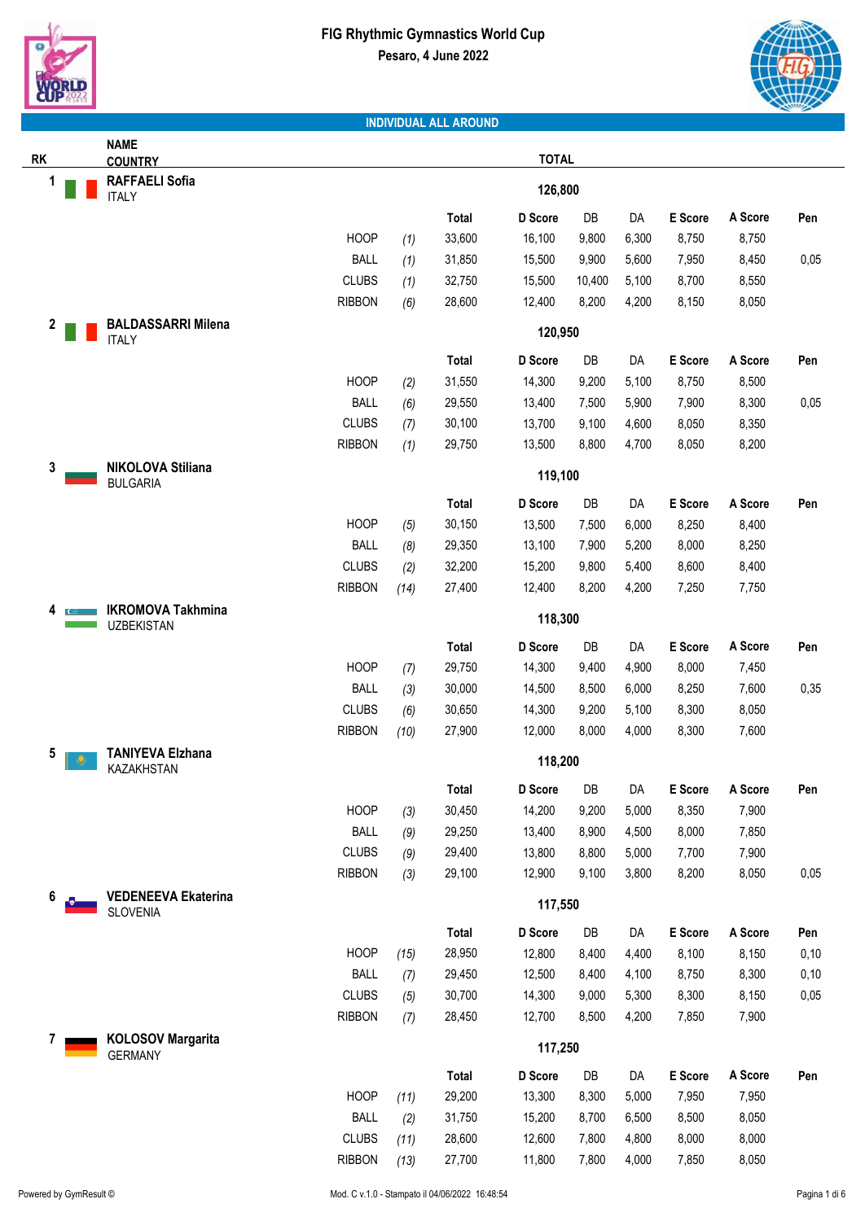# FIG Rhythmic Gymnastics World Cup

**Pesaro, 4 June 2022**

## INDIVIDUAL ALL AROUND

| RK | NAME / COUNTRY | Apparatus | Rank | Total | D Score | DB | DA | E Score | A Score | Pen |
|---|---|---|---|---|---|---|---|---|---|---|
| 1 | **RAFFAELI Sofia** ITALY | | | **126,800** | | | | | | |
| | | HOOP | (1) | 33,600 | 16,100 | 9,800 | 6,300 | 8,750 | 8,750 | |
| | | BALL | (1) | 31,850 | 15,500 | 9,900 | 5,600 | 7,950 | 8,450 | 0,05 |
| | | CLUBS | (1) | 32,750 | 15,500 | 10,400 | 5,100 | 8,700 | 8,550 | |
| | | RIBBON | (6) | 28,600 | 12,400 | 8,200 | 4,200 | 8,150 | 8,050 | |
| 2 | **BALDASSARRI Milena** ITALY | | | **120,950** | | | | | | |
| | | HOOP | (2) | 31,550 | 14,300 | 9,200 | 5,100 | 8,750 | 8,500 | |
| | | BALL | (6) | 29,550 | 13,400 | 7,500 | 5,900 | 7,900 | 8,300 | 0,05 |
| | | CLUBS | (7) | 30,100 | 13,700 | 9,100 | 4,600 | 8,050 | 8,350 | |
| | | RIBBON | (1) | 29,750 | 13,500 | 8,800 | 4,700 | 8,050 | 8,200 | |
| 3 | **NIKOLOVA Stiliana** BULGARIA | | | **119,100** | | | | | | |
| | | HOOP | (5) | 30,150 | 13,500 | 7,500 | 6,000 | 8,250 | 8,400 | |
| | | BALL | (8) | 29,350 | 13,100 | 7,900 | 5,200 | 8,000 | 8,250 | |
| | | CLUBS | (2) | 32,200 | 15,200 | 9,800 | 5,400 | 8,600 | 8,400 | |
| | | RIBBON | (14) | 27,400 | 12,400 | 8,200 | 4,200 | 7,250 | 7,750 | |
| 4 | **IKROMOVA Takhmina** UZBEKISTAN | | | **118,300** | | | | | | |
| | | HOOP | (7) | 29,750 | 14,300 | 9,400 | 4,900 | 8,000 | 7,450 | |
| | | BALL | (3) | 30,000 | 14,500 | 8,500 | 6,000 | 8,250 | 7,600 | 0,35 |
| | | CLUBS | (6) | 30,650 | 14,300 | 9,200 | 5,100 | 8,300 | 8,050 | |
| | | RIBBON | (10) | 27,900 | 12,000 | 8,000 | 4,000 | 8,300 | 7,600 | |
| 5 | **TANIYEVA Elzhana** KAZAKHSTAN | | | **118,200** | | | | | | |
| | | HOOP | (3) | 30,450 | 14,200 | 9,200 | 5,000 | 8,350 | 7,900 | |
| | | BALL | (9) | 29,250 | 13,400 | 8,900 | 4,500 | 8,000 | 7,850 | |
| | | CLUBS | (9) | 29,400 | 13,800 | 8,800 | 5,000 | 7,700 | 7,900 | |
| | | RIBBON | (3) | 29,100 | 12,900 | 9,100 | 3,800 | 8,200 | 8,050 | 0,05 |
| 6 | **VEDENEEVA Ekaterina** SLOVENIA | | | **117,550** | | | | | | |
| | | HOOP | (15) | 28,950 | 12,800 | 8,400 | 4,400 | 8,100 | 8,150 | 0,10 |
| | | BALL | (7) | 29,450 | 12,500 | 8,400 | 4,100 | 8,750 | 8,300 | 0,10 |
| | | CLUBS | (5) | 30,700 | 14,300 | 9,000 | 5,300 | 8,300 | 8,150 | 0,05 |
| | | RIBBON | (7) | 28,450 | 12,700 | 8,500 | 4,200 | 7,850 | 7,900 | |
| 7 | **KOLOSOV Margarita** GERMANY | | | **117,250** | | | | | | |
| | | HOOP | (11) | 29,200 | 13,300 | 8,300 | 5,000 | 7,950 | 7,950 | |
| | | BALL | (2) | 31,750 | 15,200 | 8,700 | 6,500 | 8,500 | 8,050 | |
| | | CLUBS | (11) | 28,600 | 12,600 | 7,800 | 4,800 | 8,000 | 8,000 | |
| | | RIBBON | (13) | 27,700 | 11,800 | 7,800 | 4,000 | 7,850 | 8,050 | |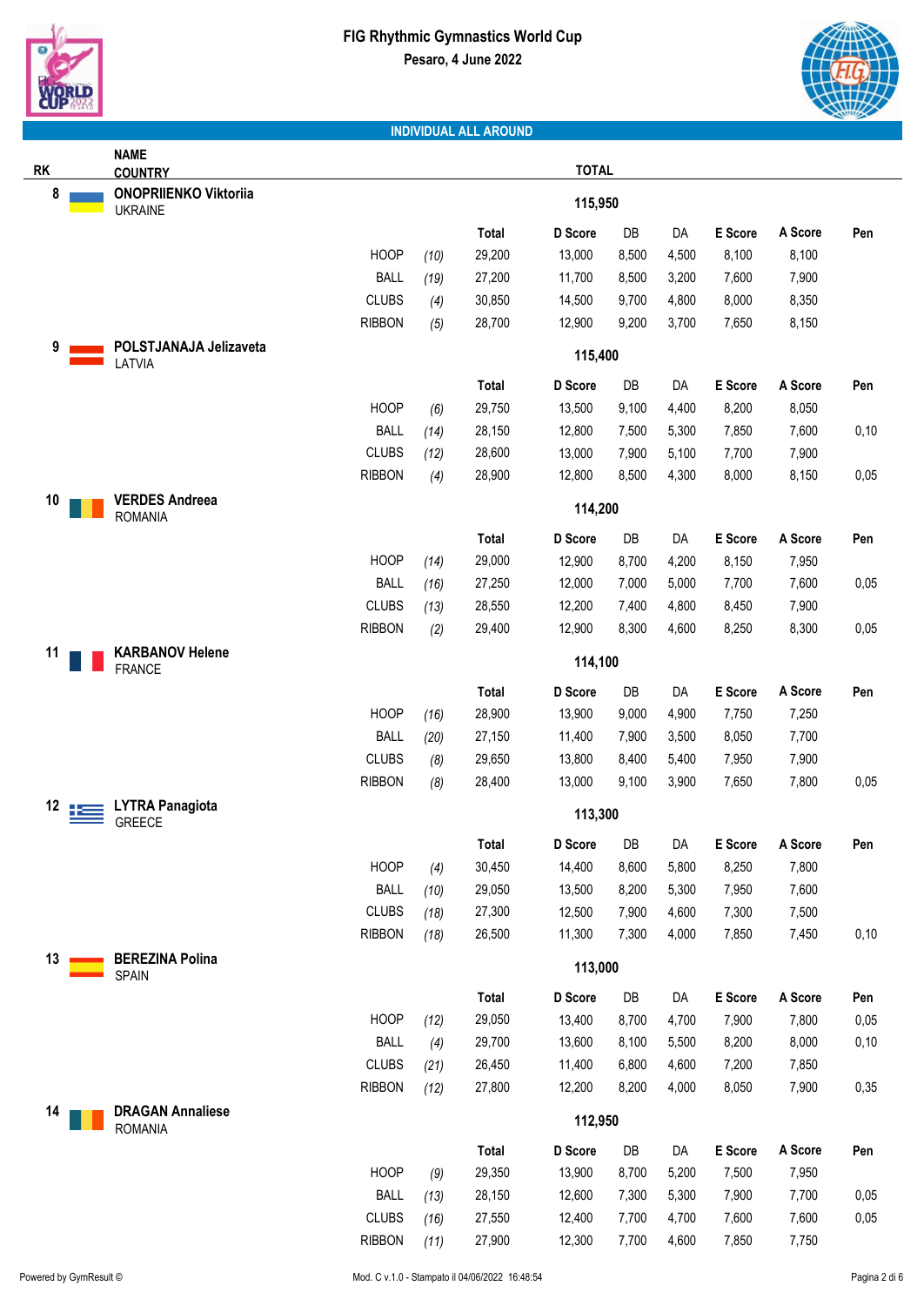# FIG Rhythmic Gymnastics World Cup

**Pesaro, 4 June 2022**

## INDIVIDUAL ALL AROUND

| RK | NAME / COUNTRY | | | Total | D Score | DB | DA | E Score | A Score | Pen |
|---|---|---|---|---|---|---|---|---|---|---|
| 8 | **ONOPRIIENKO Viktoriia** UKRAINE | | | **115,950** | | | | | | |
| | | HOOP | *(10)* | 29,200 | 13,000 | 8,500 | 4,500 | 8,100 | 8,100 | |
| | | BALL | *(19)* | 27,200 | 11,700 | 8,500 | 3,200 | 7,600 | 7,900 | |
| | | CLUBS | *(4)* | 30,850 | 14,500 | 9,700 | 4,800 | 8,000 | 8,350 | |
| | | RIBBON | *(5)* | 28,700 | 12,900 | 9,200 | 3,700 | 7,650 | 8,150 | |
| 9 | **POLSTJANAJA Jelizaveta** LATVIA | | | **115,400** | | | | | | |
| | | HOOP | *(6)* | 29,750 | 13,500 | 9,100 | 4,400 | 8,200 | 8,050 | |
| | | BALL | *(14)* | 28,150 | 12,800 | 7,500 | 5,300 | 7,850 | 7,600 | 0,10 |
| | | CLUBS | *(12)* | 28,600 | 13,000 | 7,900 | 5,100 | 7,700 | 7,900 | |
| | | RIBBON | *(4)* | 28,900 | 12,800 | 8,500 | 4,300 | 8,000 | 8,150 | 0,05 |
| 10 | **VERDES Andreea** ROMANIA | | | **114,200** | | | | | | |
| | | HOOP | *(14)* | 29,000 | 12,900 | 8,700 | 4,200 | 8,150 | 7,950 | |
| | | BALL | *(16)* | 27,250 | 12,000 | 7,000 | 5,000 | 7,700 | 7,600 | 0,05 |
| | | CLUBS | *(13)* | 28,550 | 12,200 | 7,400 | 4,800 | 8,450 | 7,900 | |
| | | RIBBON | *(2)* | 29,400 | 12,900 | 8,300 | 4,600 | 8,250 | 8,300 | 0,05 |
| 11 | **KARBANOV Helene** FRANCE | | | **114,100** | | | | | | |
| | | HOOP | *(16)* | 28,900 | 13,900 | 9,000 | 4,900 | 7,750 | 7,250 | |
| | | BALL | *(20)* | 27,150 | 11,400 | 7,900 | 3,500 | 8,050 | 7,700 | |
| | | CLUBS | *(8)* | 29,650 | 13,800 | 8,400 | 5,400 | 7,950 | 7,900 | |
| | | RIBBON | *(8)* | 28,400 | 13,000 | 9,100 | 3,900 | 7,650 | 7,800 | 0,05 |
| 12 | **LYTRA Panagiota** GREECE | | | **113,300** | | | | | | |
| | | HOOP | *(4)* | 30,450 | 14,400 | 8,600 | 5,800 | 8,250 | 7,800 | |
| | | BALL | *(10)* | 29,050 | 13,500 | 8,200 | 5,300 | 7,950 | 7,600 | |
| | | CLUBS | *(18)* | 27,300 | 12,500 | 7,900 | 4,600 | 7,300 | 7,500 | |
| | | RIBBON | *(18)* | 26,500 | 11,300 | 7,300 | 4,000 | 7,850 | 7,450 | 0,10 |
| 13 | **BEREZINA Polina** SPAIN | | | **113,000** | | | | | | |
| | | HOOP | *(12)* | 29,050 | 13,400 | 8,700 | 4,700 | 7,900 | 7,800 | 0,05 |
| | | BALL | *(4)* | 29,700 | 13,600 | 8,100 | 5,500 | 8,200 | 8,000 | 0,10 |
| | | CLUBS | *(21)* | 26,450 | 11,400 | 6,800 | 4,600 | 7,200 | 7,850 | |
| | | RIBBON | *(12)* | 27,800 | 12,200 | 8,200 | 4,000 | 8,050 | 7,900 | 0,35 |
| 14 | **DRAGAN Annaliese** ROMANIA | | | **112,950** | | | | | | |
| | | HOOP | *(9)* | 29,350 | 13,900 | 8,700 | 5,200 | 7,500 | 7,950 | |
| | | BALL | *(13)* | 28,150 | 12,600 | 7,300 | 5,300 | 7,900 | 7,700 | 0,05 |
| | | CLUBS | *(16)* | 27,550 | 12,400 | 7,700 | 4,700 | 7,600 | 7,600 | 0,05 |
| | | RIBBON | *(11)* | 27,900 | 12,300 | 7,700 | 4,600 | 7,850 | 7,750 | |

Powered by GymResult © — Mod. C v.1.0 - Stampato il 04/06/2022 16:48:54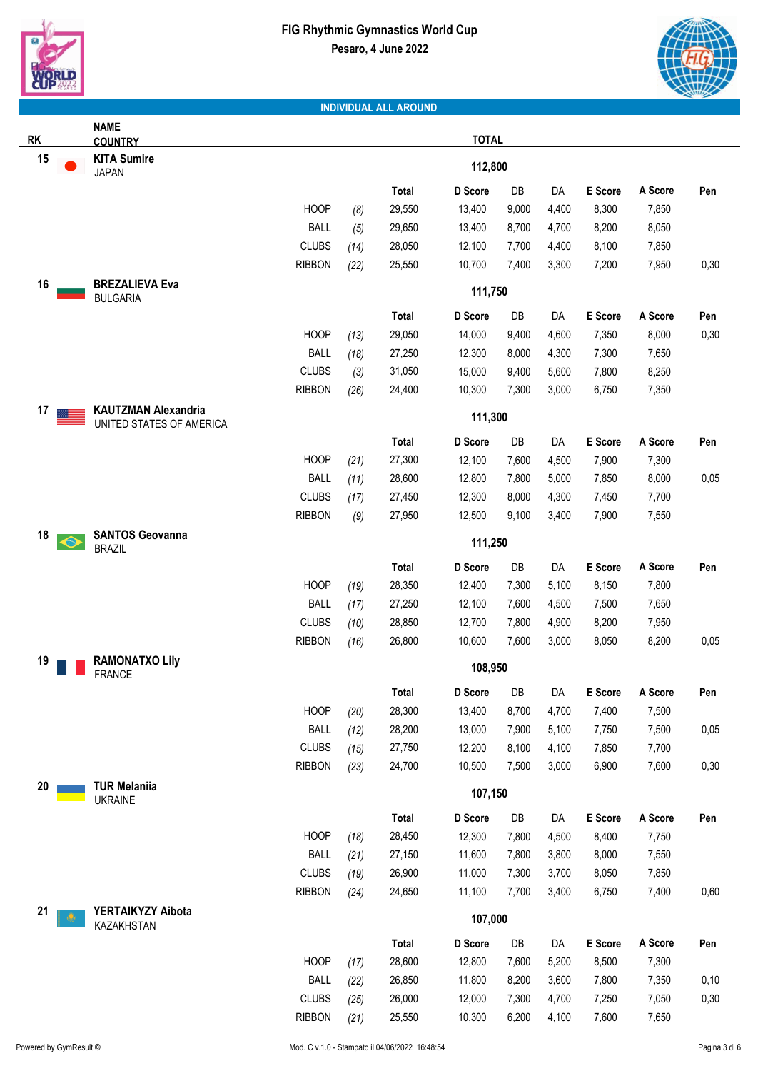# FIG Rhythmic Gymnastics World Cup

**Pesaro, 4 June 2022**

## INDIVIDUAL ALL AROUND

| RK | NAME / COUNTRY | Apparatus | (Rank) | Total | D Score | DB | DA | E Score | A Score | Pen |
|---|---|---|---|---|---|---|---|---|---|---|
| 15 | **KITA Sumire** JAPAN | | | **112,800** | | | | | | |
| | | HOOP | (8) | 29,550 | 13,400 | 9,000 | 4,400 | 8,300 | 7,850 | |
| | | BALL | (5) | 29,650 | 13,400 | 8,700 | 4,700 | 8,200 | 8,050 | |
| | | CLUBS | (14) | 28,050 | 12,100 | 7,700 | 4,400 | 8,100 | 7,850 | |
| | | RIBBON | (22) | 25,550 | 10,700 | 7,400 | 3,300 | 7,200 | 7,950 | 0,30 |
| 16 | **BREZALIEVA Eva** BULGARIA | | | **111,750** | | | | | | |
| | | HOOP | (13) | 29,050 | 14,000 | 9,400 | 4,600 | 7,350 | 8,000 | 0,30 |
| | | BALL | (18) | 27,250 | 12,300 | 8,000 | 4,300 | 7,300 | 7,650 | |
| | | CLUBS | (3) | 31,050 | 15,000 | 9,400 | 5,600 | 7,800 | 8,250 | |
| | | RIBBON | (26) | 24,400 | 10,300 | 7,300 | 3,000 | 6,750 | 7,350 | |
| 17 | **KAUTZMAN Alexandria** UNITED STATES OF AMERICA | | | **111,300** | | | | | | |
| | | HOOP | (21) | 27,300 | 12,100 | 7,600 | 4,500 | 7,900 | 7,300 | |
| | | BALL | (11) | 28,600 | 12,800 | 7,800 | 5,000 | 7,850 | 8,000 | 0,05 |
| | | CLUBS | (17) | 27,450 | 12,300 | 8,000 | 4,300 | 7,450 | 7,700 | |
| | | RIBBON | (9) | 27,950 | 12,500 | 9,100 | 3,400 | 7,900 | 7,550 | |
| 18 | **SANTOS Geovanna** BRAZIL | | | **111,250** | | | | | | |
| | | HOOP | (19) | 28,350 | 12,400 | 7,300 | 5,100 | 8,150 | 7,800 | |
| | | BALL | (17) | 27,250 | 12,100 | 7,600 | 4,500 | 7,500 | 7,650 | |
| | | CLUBS | (10) | 28,850 | 12,700 | 7,800 | 4,900 | 8,200 | 7,950 | |
| | | RIBBON | (16) | 26,800 | 10,600 | 7,600 | 3,000 | 8,050 | 8,200 | 0,05 |
| 19 | **RAMONATXO Lily** FRANCE | | | **108,950** | | | | | | |
| | | HOOP | (20) | 28,300 | 13,400 | 8,700 | 4,700 | 7,400 | 7,500 | |
| | | BALL | (12) | 28,200 | 13,000 | 7,900 | 5,100 | 7,750 | 7,500 | 0,05 |
| | | CLUBS | (15) | 27,750 | 12,200 | 8,100 | 4,100 | 7,850 | 7,700 | |
| | | RIBBON | (23) | 24,700 | 10,500 | 7,500 | 3,000 | 6,900 | 7,600 | 0,30 |
| 20 | **TUR Melaniia** UKRAINE | | | **107,150** | | | | | | |
| | | HOOP | (18) | 28,450 | 12,300 | 7,800 | 4,500 | 8,400 | 7,750 | |
| | | BALL | (21) | 27,150 | 11,600 | 7,800 | 3,800 | 8,000 | 7,550 | |
| | | CLUBS | (19) | 26,900 | 11,000 | 7,300 | 3,700 | 8,050 | 7,850 | |
| | | RIBBON | (24) | 24,650 | 11,100 | 7,700 | 3,400 | 6,750 | 7,400 | 0,60 |
| 21 | **YERTAIKYZY Aibota** KAZAKHSTAN | | | **107,000** | | | | | | |
| | | HOOP | (17) | 28,600 | 12,800 | 7,600 | 5,200 | 8,500 | 7,300 | |
| | | BALL | (22) | 26,850 | 11,800 | 8,200 | 3,600 | 7,800 | 7,350 | 0,10 |
| | | CLUBS | (25) | 26,000 | 12,000 | 7,300 | 4,700 | 7,250 | 7,050 | 0,30 |
| | | RIBBON | (21) | 25,550 | 10,300 | 6,200 | 4,100 | 7,600 | 7,650 | |

Powered by GymResult © — Mod. C v.1.0 - Stampato il 04/06/2022 16:48:54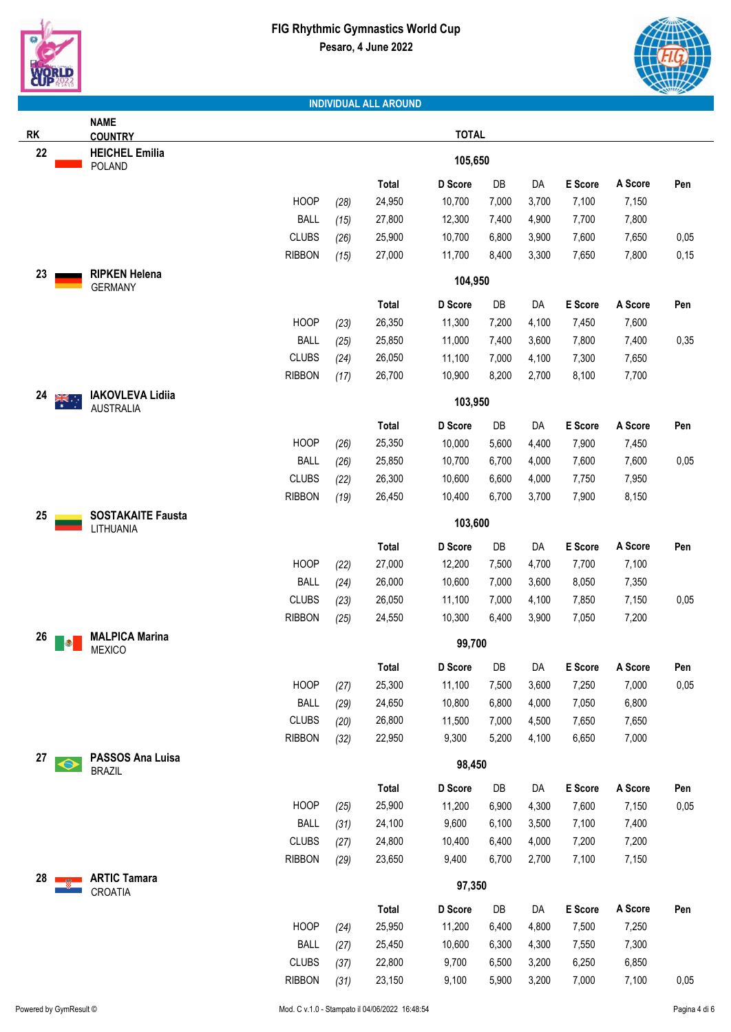# FIG Rhythmic Gymnastics World Cup

**Pesaro, 4 June 2022**

## INDIVIDUAL ALL AROUND

| RK | NAME / COUNTRY | Apparatus | Rank | Total | D Score | DB | DA | E Score | A Score | Pen |
|---|---|---|---|---|---|---|---|---|---|---|
| **22** | **HEICHEL Emilia** POLAND | | | **105,650** | | | | | | |
| | | HOOP | (28) | 24,950 | 10,700 | 7,000 | 3,700 | 7,100 | 7,150 | |
| | | BALL | (15) | 27,800 | 12,300 | 7,400 | 4,900 | 7,700 | 7,800 | |
| | | CLUBS | (26) | 25,900 | 10,700 | 6,800 | 3,900 | 7,600 | 7,650 | 0,05 |
| | | RIBBON | (15) | 27,000 | 11,700 | 8,400 | 3,300 | 7,650 | 7,800 | 0,15 |
| **23** | **RIPKEN Helena** GERMANY | | | **104,950** | | | | | | |
| | | HOOP | (23) | 26,350 | 11,300 | 7,200 | 4,100 | 7,450 | 7,600 | |
| | | BALL | (25) | 25,850 | 11,000 | 7,400 | 3,600 | 7,800 | 7,400 | 0,35 |
| | | CLUBS | (24) | 26,050 | 11,100 | 7,000 | 4,100 | 7,300 | 7,650 | |
| | | RIBBON | (17) | 26,700 | 10,900 | 8,200 | 2,700 | 8,100 | 7,700 | |
| **24** | **IAKOVLEVA Lidiia** AUSTRALIA | | | **103,950** | | | | | | |
| | | HOOP | (26) | 25,350 | 10,000 | 5,600 | 4,400 | 7,900 | 7,450 | |
| | | BALL | (26) | 25,850 | 10,700 | 6,700 | 4,000 | 7,600 | 7,600 | 0,05 |
| | | CLUBS | (22) | 26,300 | 10,600 | 6,600 | 4,000 | 7,750 | 7,950 | |
| | | RIBBON | (19) | 26,450 | 10,400 | 6,700 | 3,700 | 7,900 | 8,150 | |
| **25** | **SOSTAKAITE Fausta** LITHUANIA | | | **103,600** | | | | | | |
| | | HOOP | (22) | 27,000 | 12,200 | 7,500 | 4,700 | 7,700 | 7,100 | |
| | | BALL | (24) | 26,000 | 10,600 | 7,000 | 3,600 | 8,050 | 7,350 | |
| | | CLUBS | (23) | 26,050 | 11,100 | 7,000 | 4,100 | 7,850 | 7,150 | 0,05 |
| | | RIBBON | (25) | 24,550 | 10,300 | 6,400 | 3,900 | 7,050 | 7,200 | |
| **26** | **MALPICA Marina** MEXICO | | | **99,700** | | | | | | |
| | | HOOP | (27) | 25,300 | 11,100 | 7,500 | 3,600 | 7,250 | 7,000 | 0,05 |
| | | BALL | (29) | 24,650 | 10,800 | 6,800 | 4,000 | 7,050 | 6,800 | |
| | | CLUBS | (20) | 26,800 | 11,500 | 7,000 | 4,500 | 7,650 | 7,650 | |
| | | RIBBON | (32) | 22,950 | 9,300 | 5,200 | 4,100 | 6,650 | 7,000 | |
| **27** | **PASSOS Ana Luisa** BRAZIL | | | **98,450** | | | | | | |
| | | HOOP | (25) | 25,900 | 11,200 | 6,900 | 4,300 | 7,600 | 7,150 | 0,05 |
| | | BALL | (31) | 24,100 | 9,600 | 6,100 | 3,500 | 7,100 | 7,400 | |
| | | CLUBS | (27) | 24,800 | 10,400 | 6,400 | 4,000 | 7,200 | 7,200 | |
| | | RIBBON | (29) | 23,650 | 9,400 | 6,700 | 2,700 | 7,100 | 7,150 | |
| **28** | **ARTIC Tamara** CROATIA | | | **97,350** | | | | | | |
| | | HOOP | (24) | 25,950 | 11,200 | 6,400 | 4,800 | 7,500 | 7,250 | |
| | | BALL | (27) | 25,450 | 10,600 | 6,300 | 4,300 | 7,550 | 7,300 | |
| | | CLUBS | (37) | 22,800 | 9,700 | 6,500 | 3,200 | 6,250 | 6,850 | |
| | | RIBBON | (31) | 23,150 | 9,100 | 5,900 | 3,200 | 7,000 | 7,100 | 0,05 |

Powered by GymResult © — Mod. C v.1.0 - Stampato il 04/06/2022 16:48:54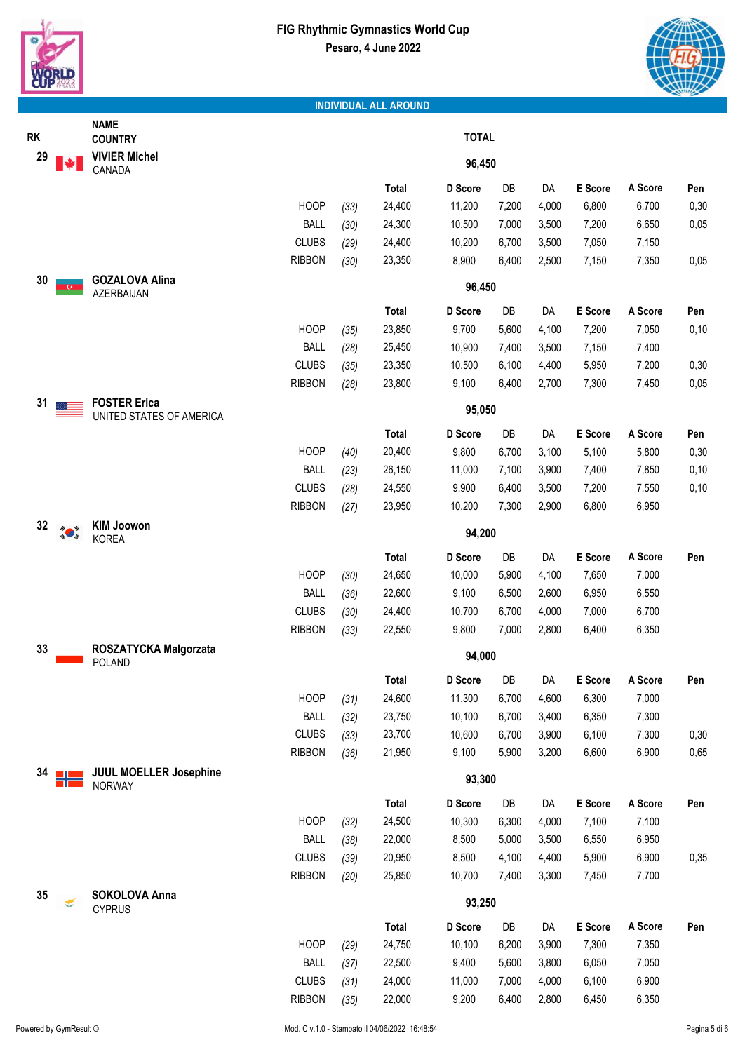# FIG Rhythmic Gymnastics World Cup

**Pesaro, 4 June 2022**

## INDIVIDUAL ALL AROUND

| RK | NAME / COUNTRY | Apparatus | | Total | D Score | DB | DA | E Score | A Score | Pen |
|---|---|---|---|---|---|---|---|---|---|---|
| 29 | **VIVIER Michel** CANADA | | | **96,450** | | | | | | |
| | | HOOP | (33) | 24,400 | 11,200 | 7,200 | 4,000 | 6,800 | 6,700 | 0,30 |
| | | BALL | (30) | 24,300 | 10,500 | 7,000 | 3,500 | 7,200 | 6,650 | 0,05 |
| | | CLUBS | (29) | 24,400 | 10,200 | 6,700 | 3,500 | 7,050 | 7,150 | |
| | | RIBBON | (30) | 23,350 | 8,900 | 6,400 | 2,500 | 7,150 | 7,350 | 0,05 |
| 30 | **GOZALOVA Alina** AZERBAIJAN | | | **96,450** | | | | | | |
| | | HOOP | (35) | 23,850 | 9,700 | 5,600 | 4,100 | 7,200 | 7,050 | 0,10 |
| | | BALL | (28) | 25,450 | 10,900 | 7,400 | 3,500 | 7,150 | 7,400 | |
| | | CLUBS | (35) | 23,350 | 10,500 | 6,100 | 4,400 | 5,950 | 7,200 | 0,30 |
| | | RIBBON | (28) | 23,800 | 9,100 | 6,400 | 2,700 | 7,300 | 7,450 | 0,05 |
| 31 | **FOSTER Erica** UNITED STATES OF AMERICA | | | **95,050** | | | | | | |
| | | HOOP | (40) | 20,400 | 9,800 | 6,700 | 3,100 | 5,100 | 5,800 | 0,30 |
| | | BALL | (23) | 26,150 | 11,000 | 7,100 | 3,900 | 7,400 | 7,850 | 0,10 |
| | | CLUBS | (28) | 24,550 | 9,900 | 6,400 | 3,500 | 7,200 | 7,550 | 0,10 |
| | | RIBBON | (27) | 23,950 | 10,200 | 7,300 | 2,900 | 6,800 | 6,950 | |
| 32 | **KIM Joowon** KOREA | | | **94,200** | | | | | | |
| | | HOOP | (30) | 24,650 | 10,000 | 5,900 | 4,100 | 7,650 | 7,000 | |
| | | BALL | (36) | 22,600 | 9,100 | 6,500 | 2,600 | 6,950 | 6,550 | |
| | | CLUBS | (30) | 24,400 | 10,700 | 6,700 | 4,000 | 7,000 | 6,700 | |
| | | RIBBON | (33) | 22,550 | 9,800 | 7,000 | 2,800 | 6,400 | 6,350 | |
| 33 | **ROSZATYCKA Malgorzata** POLAND | | | **94,000** | | | | | | |
| | | HOOP | (31) | 24,600 | 11,300 | 6,700 | 4,600 | 6,300 | 7,000 | |
| | | BALL | (32) | 23,750 | 10,100 | 6,700 | 3,400 | 6,350 | 7,300 | |
| | | CLUBS | (33) | 23,700 | 10,600 | 6,700 | 3,900 | 6,100 | 7,300 | 0,30 |
| | | RIBBON | (36) | 21,950 | 9,100 | 5,900 | 3,200 | 6,600 | 6,900 | 0,65 |
| 34 | **JUUL MOELLER Josephine** NORWAY | | | **93,300** | | | | | | |
| | | HOOP | (32) | 24,500 | 10,300 | 6,300 | 4,000 | 7,100 | 7,100 | |
| | | BALL | (38) | 22,000 | 8,500 | 5,000 | 3,500 | 6,550 | 6,950 | |
| | | CLUBS | (39) | 20,950 | 8,500 | 4,100 | 4,400 | 5,900 | 6,900 | 0,35 |
| | | RIBBON | (20) | 25,850 | 10,700 | 7,400 | 3,300 | 7,450 | 7,700 | |
| 35 | **SOKOLOVA Anna** CYPRUS | | | **93,250** | | | | | | |
| | | HOOP | (29) | 24,750 | 10,100 | 6,200 | 3,900 | 7,300 | 7,350 | |
| | | BALL | (37) | 22,500 | 9,400 | 5,600 | 3,800 | 6,050 | 7,050 | |
| | | CLUBS | (31) | 24,000 | 11,000 | 7,000 | 4,000 | 6,100 | 6,900 | |
| | | RIBBON | (35) | 22,000 | 9,200 | 6,400 | 2,800 | 6,450 | 6,350 | |

Powered by GymResult © — Mod. C v.1.0 - Stampato il 04/06/2022 16:48:54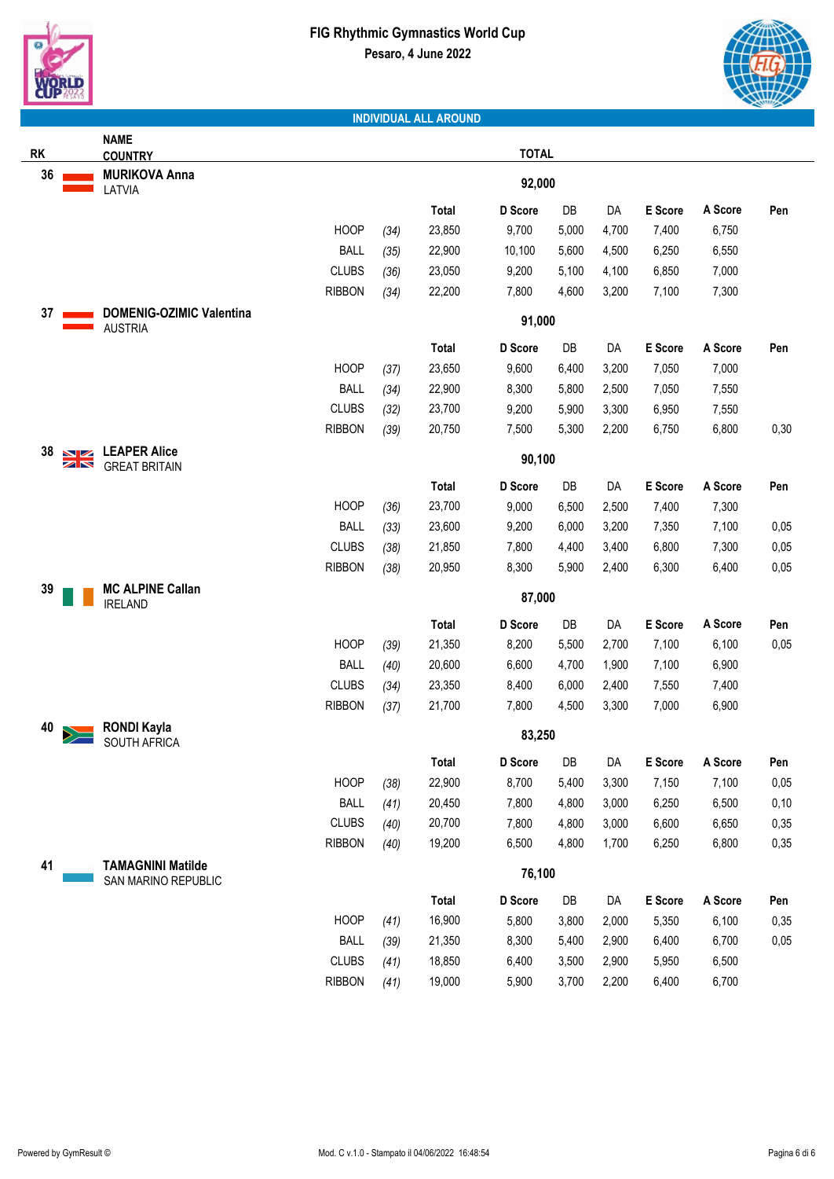# FIG Rhythmic Gymnastics World Cup

**Pesaro, 4 June 2022**

## INDIVIDUAL ALL AROUND

| RK | NAME / COUNTRY | Apparatus | | Total | D Score | DB | DA | E Score | A Score | Pen |
|---|---|---|---|---|---|---|---|---|---|---|
| 36 | **MURIKOVA Anna** LATVIA | | | **92,000** | | | | | | |
| | | HOOP | *(34)* | 23,850 | 9,700 | 5,000 | 4,700 | 7,400 | 6,750 | |
| | | BALL | *(35)* | 22,900 | 10,100 | 5,600 | 4,500 | 6,250 | 6,550 | |
| | | CLUBS | *(36)* | 23,050 | 9,200 | 5,100 | 4,100 | 6,850 | 7,000 | |
| | | RIBBON | *(34)* | 22,200 | 7,800 | 4,600 | 3,200 | 7,100 | 7,300 | |
| 37 | **DOMENIG-OZIMIC Valentina** AUSTRIA | | | **91,000** | | | | | | |
| | | HOOP | *(37)* | 23,650 | 9,600 | 6,400 | 3,200 | 7,050 | 7,000 | |
| | | BALL | *(34)* | 22,900 | 8,300 | 5,800 | 2,500 | 7,050 | 7,550 | |
| | | CLUBS | *(32)* | 23,700 | 9,200 | 5,900 | 3,300 | 6,950 | 7,550 | |
| | | RIBBON | *(39)* | 20,750 | 7,500 | 5,300 | 2,200 | 6,750 | 6,800 | 0,30 |
| 38 | **LEAPER Alice** GREAT BRITAIN | | | **90,100** | | | | | | |
| | | HOOP | *(36)* | 23,700 | 9,000 | 6,500 | 2,500 | 7,400 | 7,300 | |
| | | BALL | *(33)* | 23,600 | 9,200 | 6,000 | 3,200 | 7,350 | 7,100 | 0,05 |
| | | CLUBS | *(38)* | 21,850 | 7,800 | 4,400 | 3,400 | 6,800 | 7,300 | 0,05 |
| | | RIBBON | *(38)* | 20,950 | 8,300 | 5,900 | 2,400 | 6,300 | 6,400 | 0,05 |
| 39 | **MC ALPINE Callan** IRELAND | | | **87,000** | | | | | | |
| | | HOOP | *(39)* | 21,350 | 8,200 | 5,500 | 2,700 | 7,100 | 6,100 | 0,05 |
| | | BALL | *(40)* | 20,600 | 6,600 | 4,700 | 1,900 | 7,100 | 6,900 | |
| | | CLUBS | *(34)* | 23,350 | 8,400 | 6,000 | 2,400 | 7,550 | 7,400 | |
| | | RIBBON | *(37)* | 21,700 | 7,800 | 4,500 | 3,300 | 7,000 | 6,900 | |
| 40 | **RONDI Kayla** SOUTH AFRICA | | | **83,250** | | | | | | |
| | | HOOP | *(38)* | 22,900 | 8,700 | 5,400 | 3,300 | 7,150 | 7,100 | 0,05 |
| | | BALL | *(41)* | 20,450 | 7,800 | 4,800 | 3,000 | 6,250 | 6,500 | 0,10 |
| | | CLUBS | *(40)* | 20,700 | 7,800 | 4,800 | 3,000 | 6,600 | 6,650 | 0,35 |
| | | RIBBON | *(40)* | 19,200 | 6,500 | 4,800 | 1,700 | 6,250 | 6,800 | 0,35 |
| 41 | **TAMAGNINI Matilde** SAN MARINO REPUBLIC | | | **76,100** | | | | | | |
| | | HOOP | *(41)* | 16,900 | 5,800 | 3,800 | 2,000 | 5,350 | 6,100 | 0,35 |
| | | BALL | *(39)* | 21,350 | 8,300 | 5,400 | 2,900 | 6,400 | 6,700 | 0,05 |
| | | CLUBS | *(41)* | 18,850 | 6,400 | 3,500 | 2,900 | 5,950 | 6,500 | |
| | | RIBBON | *(41)* | 19,000 | 5,900 | 3,700 | 2,200 | 6,400 | 6,700 | |

Powered by GymResult © Mod. C v.1.0 - Stampato il 04/06/2022 16:48:54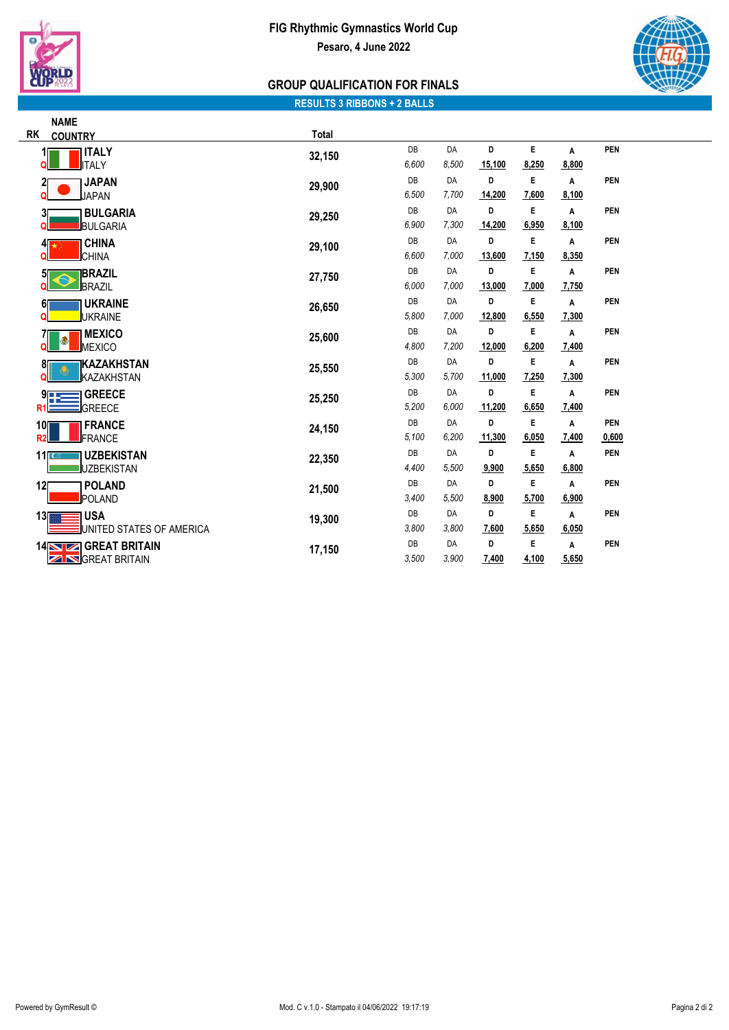# FIG Rhythmic Gymnastics World Cup

**Pesaro, 4 June 2022**

## GROUP QUALIFICATION FOR FINALS

### RESULTS 3 RIBBONS + 2 BALLS

| RK | | NAME / COUNTRY | Total | DB | DA | D | E | A | PEN |
|---|---|---|---|---|---|---|---|---|---|
| 1 | Q | **ITALY** / ITALY | 32,150 | 6,600 | 8,500 | 15,100 | 8,250 | 8,800 | |
| 2 | Q | **JAPAN** / JAPAN | 29,900 | 6,500 | 7,700 | 14,200 | 7,600 | 8,100 | |
| 3 | Q | **BULGARIA** / BULGARIA | 29,250 | 6,900 | 7,300 | 14,200 | 6,950 | 8,100 | |
| 4 | Q | **CHINA** / CHINA | 29,100 | 6,600 | 7,000 | 13,600 | 7,150 | 8,350 | |
| 5 | Q | **BRAZIL** / BRAZIL | 27,750 | 6,000 | 7,000 | 13,000 | 7,000 | 7,750 | |
| 6 | Q | **UKRAINE** / UKRAINE | 26,650 | 5,800 | 7,000 | 12,800 | 6,550 | 7,300 | |
| 7 | Q | **MEXICO** / MEXICO | 25,600 | 4,800 | 7,200 | 12,000 | 6,200 | 7,400 | |
| 8 | Q | **KAZAKHSTAN** / KAZAKHSTAN | 25,550 | 5,300 | 5,700 | 11,000 | 7,250 | 7,300 | |
| 9 | R1 | **GREECE** / GREECE | 25,250 | 5,200 | 6,000 | 11,200 | 6,650 | 7,400 | |
| 10 | R2 | **FRANCE** / FRANCE | 24,150 | 5,100 | 6,200 | 11,300 | 6,050 | 7,400 | 0,600 |
| 11 | | **UZBEKISTAN** / UZBEKISTAN | 22,350 | 4,400 | 5,500 | 9,900 | 5,650 | 6,800 | |
| 12 | | **POLAND** / POLAND | 21,500 | 3,400 | 5,500 | 8,900 | 5,700 | 6,900 | |
| 13 | | **USA** / UNITED STATES OF AMERICA | 19,300 | 3,800 | 3,800 | 7,600 | 5,650 | 6,050 | |
| 14 | | **GREAT BRITAIN** / GREAT BRITAIN | 17,150 | 3,500 | 3,900 | 7,400 | 4,100 | 5,650 | |

Powered by GymResult © — Mod. C v.1.0 - Stampato il 04/06/2022 19:17:19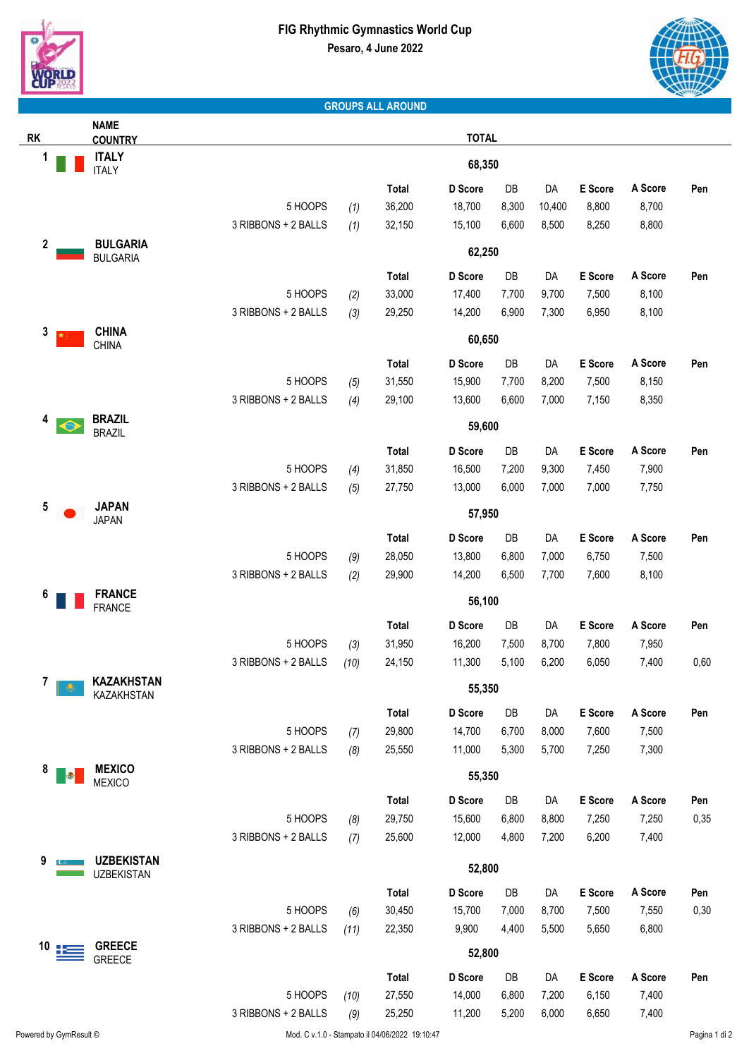# FIG Rhythmic Gymnastics World Cup

**Pesaro, 4 June 2022**

## GROUPS ALL AROUND

| RK | NAME / COUNTRY | | | TOTAL | | | | | | |
|---|---|---|---|---|---|---|---|---|---|---|
| 1 | **ITALY** ITALY | | | **68,350** | | | | | | |
| | | | | Total | D Score | DB | DA | E Score | A Score | Pen |
| | | 5 HOOPS | (1) | 36,200 | 18,700 | 8,300 | 10,400 | 8,800 | 8,700 | |
| | | 3 RIBBONS + 2 BALLS | (1) | 32,150 | 15,100 | 6,600 | 8,500 | 8,250 | 8,800 | |
| 2 | **BULGARIA** BULGARIA | | | **62,250** | | | | | | |
| | | | | Total | D Score | DB | DA | E Score | A Score | Pen |
| | | 5 HOOPS | (2) | 33,000 | 17,400 | 7,700 | 9,700 | 7,500 | 8,100 | |
| | | 3 RIBBONS + 2 BALLS | (3) | 29,250 | 14,200 | 6,900 | 7,300 | 6,950 | 8,100 | |
| 3 | **CHINA** CHINA | | | **60,650** | | | | | | |
| | | | | Total | D Score | DB | DA | E Score | A Score | Pen |
| | | 5 HOOPS | (5) | 31,550 | 15,900 | 7,700 | 8,200 | 7,500 | 8,150 | |
| | | 3 RIBBONS + 2 BALLS | (4) | 29,100 | 13,600 | 6,600 | 7,000 | 7,150 | 8,350 | |
| 4 | **BRAZIL** BRAZIL | | | **59,600** | | | | | | |
| | | | | Total | D Score | DB | DA | E Score | A Score | Pen |
| | | 5 HOOPS | (4) | 31,850 | 16,500 | 7,200 | 9,300 | 7,450 | 7,900 | |
| | | 3 RIBBONS + 2 BALLS | (5) | 27,750 | 13,000 | 6,000 | 7,000 | 7,000 | 7,750 | |
| 5 | **JAPAN** JAPAN | | | **57,950** | | | | | | |
| | | | | Total | D Score | DB | DA | E Score | A Score | Pen |
| | | 5 HOOPS | (9) | 28,050 | 13,800 | 6,800 | 7,000 | 6,750 | 7,500 | |
| | | 3 RIBBONS + 2 BALLS | (2) | 29,900 | 14,200 | 6,500 | 7,700 | 7,600 | 8,100 | |
| 6 | **FRANCE** FRANCE | | | **56,100** | | | | | | |
| | | | | Total | D Score | DB | DA | E Score | A Score | Pen |
| | | 5 HOOPS | (3) | 31,950 | 16,200 | 7,500 | 8,700 | 7,800 | 7,950 | |
| | | 3 RIBBONS + 2 BALLS | (10) | 24,150 | 11,300 | 5,100 | 6,200 | 6,050 | 7,400 | 0,60 |
| 7 | **KAZAKHSTAN** KAZAKHSTAN | | | **55,350** | | | | | | |
| | | | | Total | D Score | DB | DA | E Score | A Score | Pen |
| | | 5 HOOPS | (7) | 29,800 | 14,700 | 6,700 | 8,000 | 7,600 | 7,500 | |
| | | 3 RIBBONS + 2 BALLS | (8) | 25,550 | 11,000 | 5,300 | 5,700 | 7,250 | 7,300 | |
| 8 | **MEXICO** MEXICO | | | **55,350** | | | | | | |
| | | | | Total | D Score | DB | DA | E Score | A Score | Pen |
| | | 5 HOOPS | (8) | 29,750 | 15,600 | 6,800 | 8,800 | 7,250 | 7,250 | 0,35 |
| | | 3 RIBBONS + 2 BALLS | (7) | 25,600 | 12,000 | 4,800 | 7,200 | 6,200 | 7,400 | |
| 9 | **UZBEKISTAN** UZBEKISTAN | | | **52,800** | | | | | | |
| | | | | Total | D Score | DB | DA | E Score | A Score | Pen |
| | | 5 HOOPS | (6) | 30,450 | 15,700 | 7,000 | 8,700 | 7,500 | 7,550 | 0,30 |
| | | 3 RIBBONS + 2 BALLS | (11) | 22,350 | 9,900 | 4,400 | 5,500 | 5,650 | 6,800 | |
| 10 | **GREECE** GREECE | | | **52,800** | | | | | | |
| | | | | Total | D Score | DB | DA | E Score | A Score | Pen |
| | | 5 HOOPS | (10) | 27,550 | 14,000 | 6,800 | 7,200 | 6,150 | 7,400 | |
| | | 3 RIBBONS + 2 BALLS | (9) | 25,250 | 11,200 | 5,200 | 6,000 | 6,650 | 7,400 | |

Powered by GymResult © — Mod. C v.1.0 - Stampato il 04/06/2022 19:10:47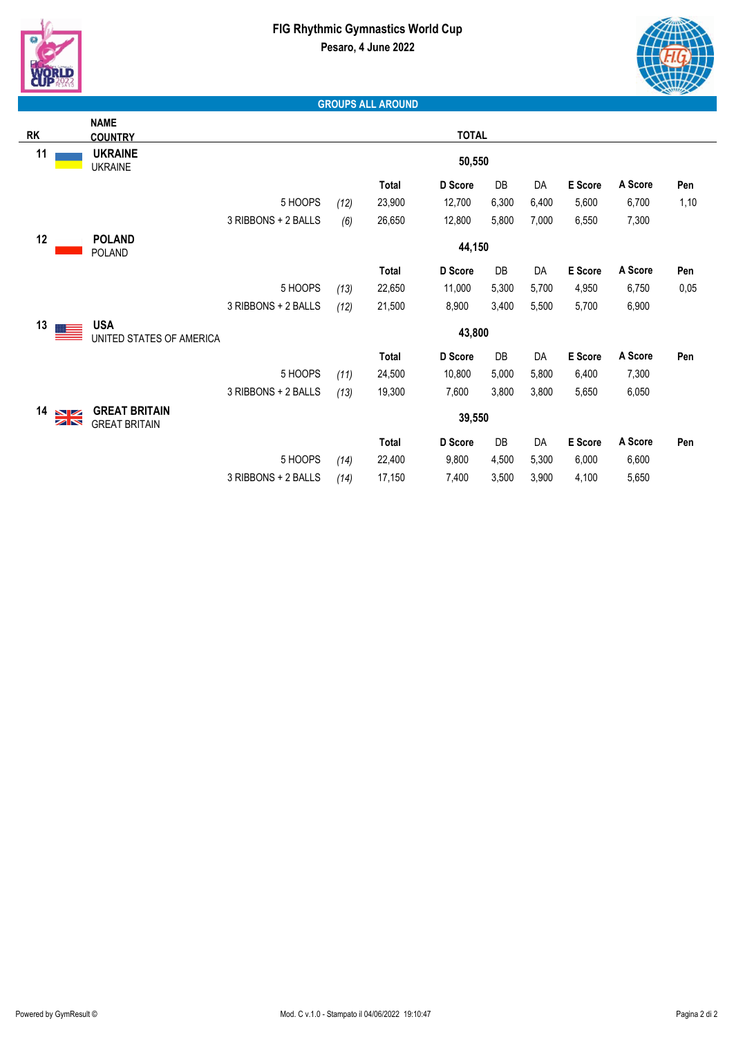# FIG Rhythmic Gymnastics World Cup

**Pesaro, 4 June 2022**

## GROUPS ALL AROUND

| RK | NAME / COUNTRY | | | TOTAL | | | | | | |
|---|---|---|---|---|---|---|---|---|---|---|
| **11** | **UKRAINE** UKRAINE | | | | **50,550** | | | | | |
| | | | | **Total** | **D Score** | DB | DA | **E Score** | **A Score** | **Pen** |
| | | 5 HOOPS | *(12)* | 23,900 | 12,700 | 6,300 | 6,400 | 5,600 | 6,700 | 1,10 |
| | | 3 RIBBONS + 2 BALLS | *(6)* | 26,650 | 12,800 | 5,800 | 7,000 | 6,550 | 7,300 | |
| **12** | **POLAND** POLAND | | | | **44,150** | | | | | |
| | | | | **Total** | **D Score** | DB | DA | **E Score** | **A Score** | **Pen** |
| | | 5 HOOPS | *(13)* | 22,650 | 11,000 | 5,300 | 5,700 | 4,950 | 6,750 | 0,05 |
| | | 3 RIBBONS + 2 BALLS | *(12)* | 21,500 | 8,900 | 3,400 | 5,500 | 5,700 | 6,900 | |
| **13** | **USA** UNITED STATES OF AMERICA | | | | **43,800** | | | | | |
| | | | | **Total** | **D Score** | DB | DA | **E Score** | **A Score** | **Pen** |
| | | 5 HOOPS | *(11)* | 24,500 | 10,800 | 5,000 | 5,800 | 6,400 | 7,300 | |
| | | 3 RIBBONS + 2 BALLS | *(13)* | 19,300 | 7,600 | 3,800 | 3,800 | 5,650 | 6,050 | |
| **14** | **GREAT BRITAIN** GREAT BRITAIN | | | | **39,550** | | | | | |
| | | | | **Total** | **D Score** | DB | DA | **E Score** | **A Score** | **Pen** |
| | | 5 HOOPS | *(14)* | 22,400 | 9,800 | 4,500 | 5,300 | 6,000 | 6,600 | |
| | | 3 RIBBONS + 2 BALLS | *(14)* | 17,150 | 7,400 | 3,500 | 3,900 | 4,100 | 5,650 | |

Powered by GymResult © Mod. C v.1.0 - Stampato il 04/06/2022 19:10:47